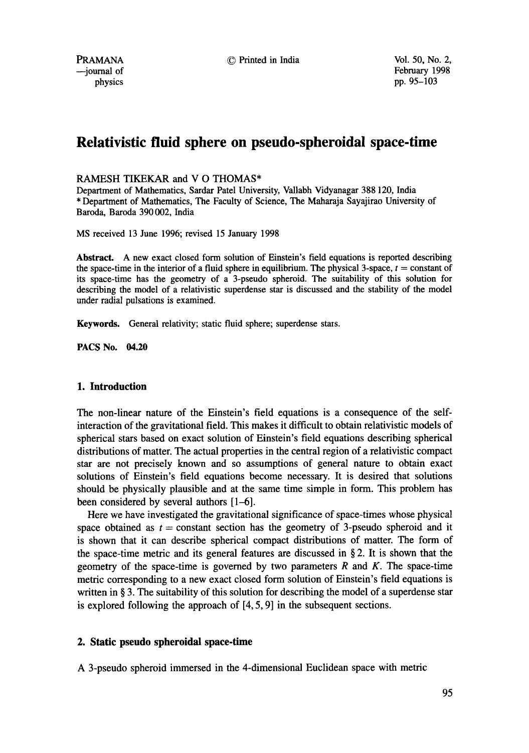# Relativistic fluid sphere on pseudo-spheroidal space-time

RAMESH TIKEKAR and V O THOMAS*

Department of Mathematics, Sardar Patel University, Vallabh Vidyanagar 388 120, India
* Department of Mathematics, The Faculty of Science, The Maharaja Sayajirao University of Baroda, Baroda 390 002, India

MS received 13 June 1996; revised 15 January 1998

**Abstract.** A new exact closed form solution of Einstein's field equations is reported describing the space-time in the interior of a fluid sphere in equilibrium. The physical 3-space, $t$ = constant of its space-time has the geometry of a 3-pseudo spheroid. The suitability of this solution for describing the model of a relativistic superdense star is discussed and the stability of the model under radial pulsations is examined.

**Keywords.** General relativity; static fluid sphere; superdense stars.

**PACS No.** 04.20

## 1. Introduction

The non-linear nature of the Einstein's field equations is a consequence of the self-interaction of the gravitational field. This makes it difficult to obtain relativistic models of spherical stars based on exact solution of Einstein's field equations describing spherical distributions of matter. The actual properties in the central region of a relativistic compact star are not precisely known and so assumptions of general nature to obtain exact solutions of Einstein's field equations become necessary. It is desired that solutions should be physically plausible and at the same time simple in form. This problem has been considered by several authors [1–6].

Here we have investigated the gravitational significance of space-times whose physical space obtained as $t$ = constant section has the geometry of 3-pseudo spheroid and it is shown that it can describe spherical compact distributions of matter. The form of the space-time metric and its general features are discussed in § 2. It is shown that the geometry of the space-time is governed by two parameters $R$ and $K$. The space-time metric corresponding to a new exact closed form solution of Einstein's field equations is written in § 3. The suitability of this solution for describing the model of a superdense star is explored following the approach of [4, 5, 9] in the subsequent sections.

## 2. Static pseudo spheroidal space-time

A 3-pseudo spheroid immersed in the 4-dimensional Euclidean space with metric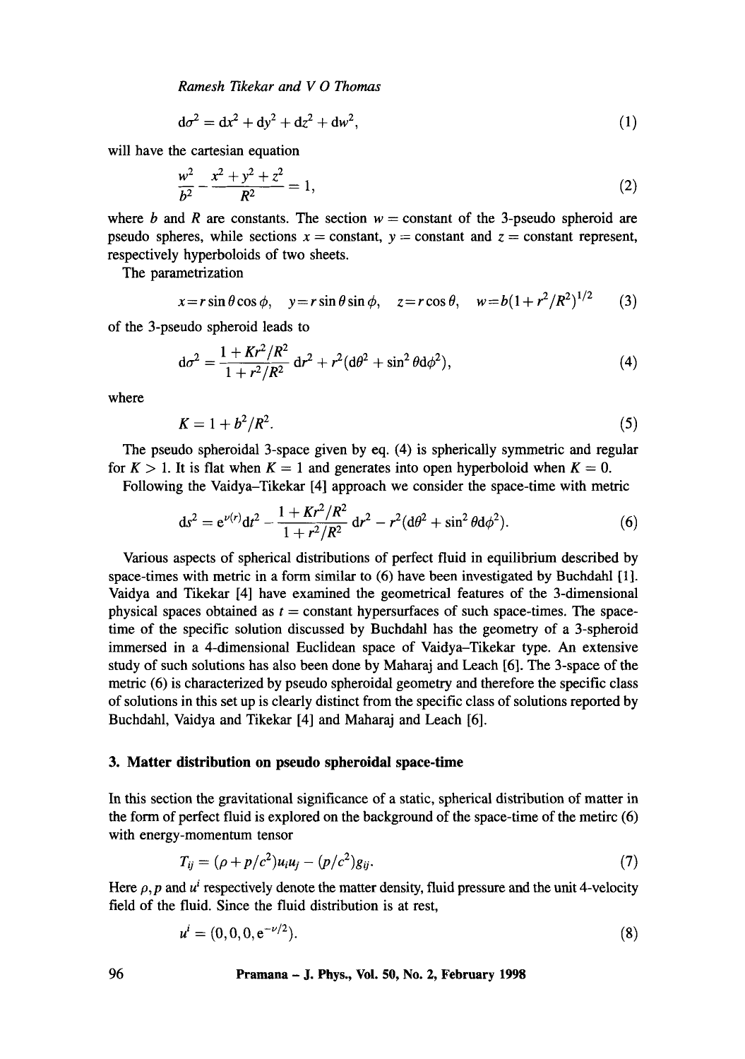$$\mathrm{d}\sigma^2 = \mathrm{d}x^2 + \mathrm{d}y^2 + \mathrm{d}z^2 + \mathrm{d}w^2, \tag{1}$$

will have the cartesian equation

$$\frac{w^2}{b^2} - \frac{x^2 + y^2 + z^2}{R^2} = 1, \tag{2}$$

where $b$ and $R$ are constants. The section $w =$ constant of the 3-pseudo spheroid are pseudo spheres, while sections $x =$ constant, $y =$ constant and $z =$ constant represent, respectively hyperboloids of two sheets.

The parametrization

$$x = r\sin\theta\cos\phi, \quad y = r\sin\theta\sin\phi, \quad z = r\cos\theta, \quad w = b(1 + r^2/R^2)^{1/2} \tag{3}$$

of the 3-pseudo spheroid leads to

$$\mathrm{d}\sigma^2 = \frac{1 + Kr^2/R^2}{1 + r^2/R^2}\,\mathrm{d}r^2 + r^2(\mathrm{d}\theta^2 + \sin^2\theta\mathrm{d}\phi^2), \tag{4}$$

where

$$K = 1 + b^2/R^2. \tag{5}$$

The pseudo spheroidal 3-space given by eq. (4) is spherically symmetric and regular for $K > 1$. It is flat when $K = 1$ and generates into open hyperboloid when $K = 0$.

Following the Vaidya–Tikekar [4] approach we consider the space-time with metric

$$\mathrm{d}s^2 = \mathrm{e}^{\nu(r)}\mathrm{d}t^2 - \frac{1 + Kr^2/R^2}{1 + r^2/R^2}\,\mathrm{d}r^2 - r^2(\mathrm{d}\theta^2 + \sin^2\theta\mathrm{d}\phi^2). \tag{6}$$

Various aspects of spherical distributions of perfect fluid in equilibrium described by space-times with metric in a form similar to (6) have been investigated by Buchdahl [1]. Vaidya and Tikekar [4] have examined the geometrical features of the 3-dimensional physical spaces obtained as $t =$ constant hypersurfaces of such space-times. The space-time of the specific solution discussed by Buchdahl has the geometry of a 3-spheroid immersed in a 4-dimensional Euclidean space of Vaidya–Tikekar type. An extensive study of such solutions has also been done by Maharaj and Leach [6]. The 3-space of the metric (6) is characterized by pseudo spheroidal geometry and therefore the specific class of solutions in this set up is clearly distinct from the specific class of solutions reported by Buchdahl, Vaidya and Tikekar [4] and Maharaj and Leach [6].

## 3. Matter distribution on pseudo spheroidal space-time

In this section the gravitational significance of a static, spherical distribution of matter in the form of perfect fluid is explored on the background of the space-time of the metirc (6) with energy-momentum tensor

$$T_{ij} = (\rho + p/c^2)u_i u_j - (p/c^2)g_{ij}. \tag{7}$$

Here $\rho, p$ and $u^i$ respectively denote the matter density, fluid pressure and the unit 4-velocity field of the fluid. Since the fluid distribution is at rest,

$$u^i = (0, 0, 0, \mathrm{e}^{-\nu/2}). \tag{8}$$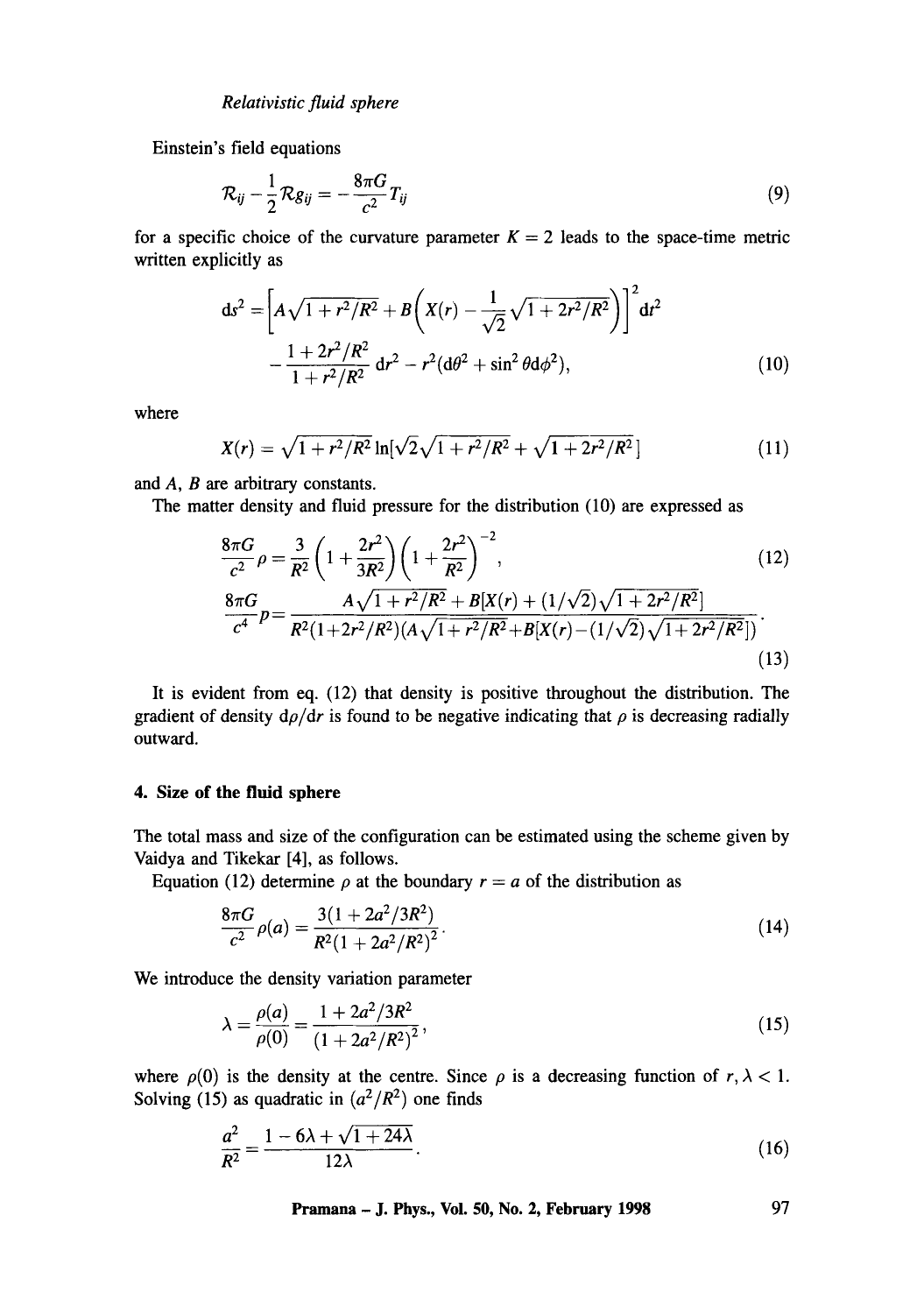Einstein's field equations

$$\mathcal{R}_{ij} - \frac{1}{2}\mathcal{R}g_{ij} = -\frac{8\pi G}{c^2}T_{ij} \tag{9}$$

for a specific choice of the curvature parameter $K = 2$ leads to the space-time metric written explicitly as

$$\mathrm{d}s^2 = \left[A\sqrt{1+r^2/R^2} + B\left(X(r) - \frac{1}{\sqrt{2}}\sqrt{1+2r^2/R^2}\right)\right]^2 \mathrm{d}t^2 - \frac{1+2r^2/R^2}{1+r^2/R^2}\,\mathrm{d}r^2 - r^2(\mathrm{d}\theta^2 + \sin^2\theta\,\mathrm{d}\phi^2), \tag{10}$$

where

$$X(r) = \sqrt{1+r^2/R^2}\,\ln[\sqrt{2}\sqrt{1+r^2/R^2} + \sqrt{1+2r^2/R^2}\,] \tag{11}$$

and $A$, $B$ are arbitrary constants.

The matter density and fluid pressure for the distribution (10) are expressed as

$$\frac{8\pi G}{c^2}\rho = \frac{3}{R^2}\left(1+\frac{2r^2}{3R^2}\right)\left(1+\frac{2r^2}{R^2}\right)^{-2}, \tag{12}$$

$$\frac{8\pi G}{c^4}p = \frac{A\sqrt{1+r^2/R^2} + B[X(r) + (1/\sqrt{2})\sqrt{1+2r^2/R^2}]}{R^2(1+2r^2/R^2)(A\sqrt{1+r^2/R^2} + B[X(r) - (1/\sqrt{2})\sqrt{1+2r^2/R^2}])}. \tag{13}$$

It is evident from eq. (12) that density is positive throughout the distribution. The gradient of density $\mathrm{d}\rho/\mathrm{d}r$ is found to be negative indicating that $\rho$ is decreasing radially outward.

## 4. Size of the fluid sphere

The total mass and size of the configuration can be estimated using the scheme given by Vaidya and Tikekar [4], as follows.

Equation (12) determine $\rho$ at the boundary $r = a$ of the distribution as

$$\frac{8\pi G}{c^2}\rho(a) = \frac{3(1+2a^2/3R^2)}{R^2(1+2a^2/R^2)^2}. \tag{14}$$

We introduce the density variation parameter

$$\lambda = \frac{\rho(a)}{\rho(0)} = \frac{1+2a^2/3R^2}{(1+2a^2/R^2)^2}, \tag{15}$$

where $\rho(0)$ is the density at the centre. Since $\rho$ is a decreasing function of $r$, $\lambda < 1$. Solving (15) as quadratic in $(a^2/R^2)$ one finds

$$\frac{a^2}{R^2} = \frac{1-6\lambda+\sqrt{1+24\lambda}}{12\lambda}. \tag{16}$$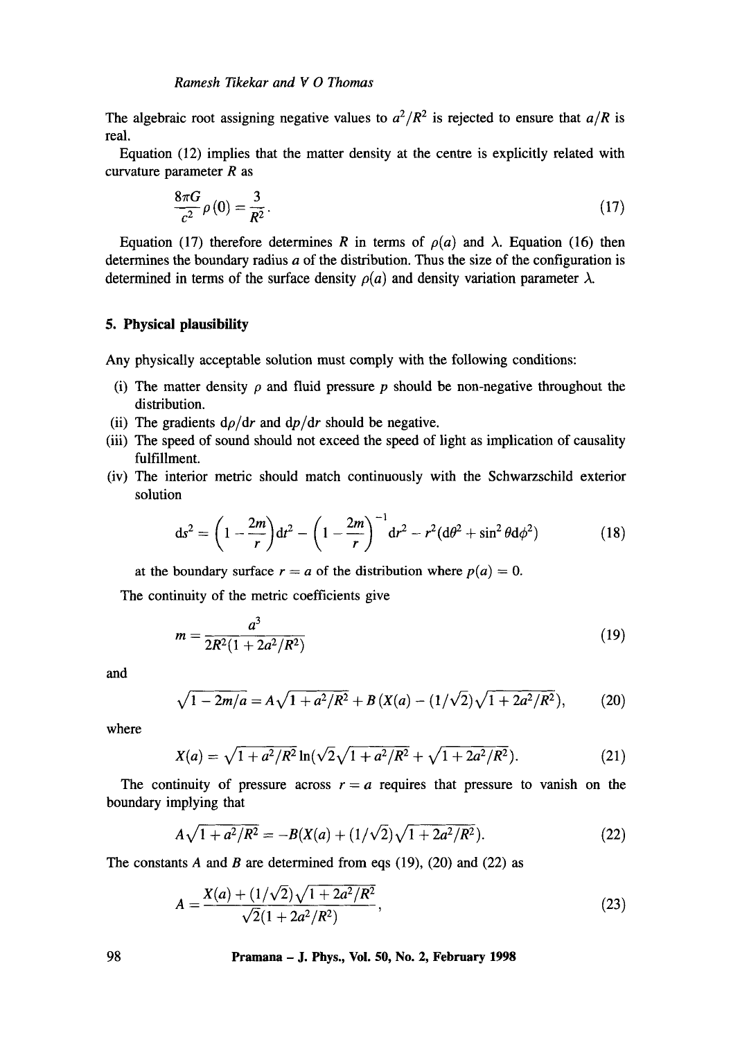The algebraic root assigning negative values to $a^2/R^2$ is rejected to ensure that $a/R$ is real.

Equation (12) implies that the matter density at the centre is explicitly related with curvature parameter $R$ as

$$\frac{8\pi G}{c^2}\rho(0) = \frac{3}{R^2}. \tag{17}$$

Equation (17) therefore determines $R$ in terms of $\rho(a)$ and $\lambda$. Equation (16) then determines the boundary radius $a$ of the distribution. Thus the size of the configuration is determined in terms of the surface density $\rho(a)$ and density variation parameter $\lambda$.

## 5. Physical plausibility

Any physically acceptable solution must comply with the following conditions:

(i) The matter density $\rho$ and fluid pressure $p$ should be non-negative throughout the distribution.

(ii) The gradients $\mathrm{d}\rho/\mathrm{d}r$ and $\mathrm{d}p/\mathrm{d}r$ should be negative.

(iii) The speed of sound should not exceed the speed of light as implication of causality fulfillment.

(iv) The interior metric should match continuously with the Schwarzschild exterior solution

$$\mathrm{d}s^2 = \left(1 - \frac{2m}{r}\right)\mathrm{d}t^2 - \left(1 - \frac{2m}{r}\right)^{-1}\mathrm{d}r^2 - r^2(\mathrm{d}\theta^2 + \sin^2\theta \mathrm{d}\phi^2) \tag{18}$$

at the boundary surface $r = a$ of the distribution where $p(a) = 0$.

The continuity of the metric coefficients give

$$m = \frac{a^3}{2R^2(1 + 2a^2/R^2)} \tag{19}$$

and

$$\sqrt{1 - 2m/a} = A\sqrt{1 + a^2/R^2} + B\left(X(a) - (1/\sqrt{2})\sqrt{1 + 2a^2/R^2}\right), \tag{20}$$

where

$$X(a) = \sqrt{1 + a^2/R^2}\ln\left(\sqrt{2}\sqrt{1 + a^2/R^2} + \sqrt{1 + 2a^2/R^2}\right). \tag{21}$$

The continuity of pressure across $r = a$ requires that pressure to vanish on the boundary implying that

$$A\sqrt{1 + a^2/R^2} = -B\left(X(a) + (1/\sqrt{2})\sqrt{1 + 2a^2/R^2}\right). \tag{22}$$

The constants $A$ and $B$ are determined from eqs (19), (20) and (22) as

$$A = \frac{X(a) + (1/\sqrt{2})\sqrt{1 + 2a^2/R^2}}{\sqrt{2}(1 + 2a^2/R^2)}, \tag{23}$$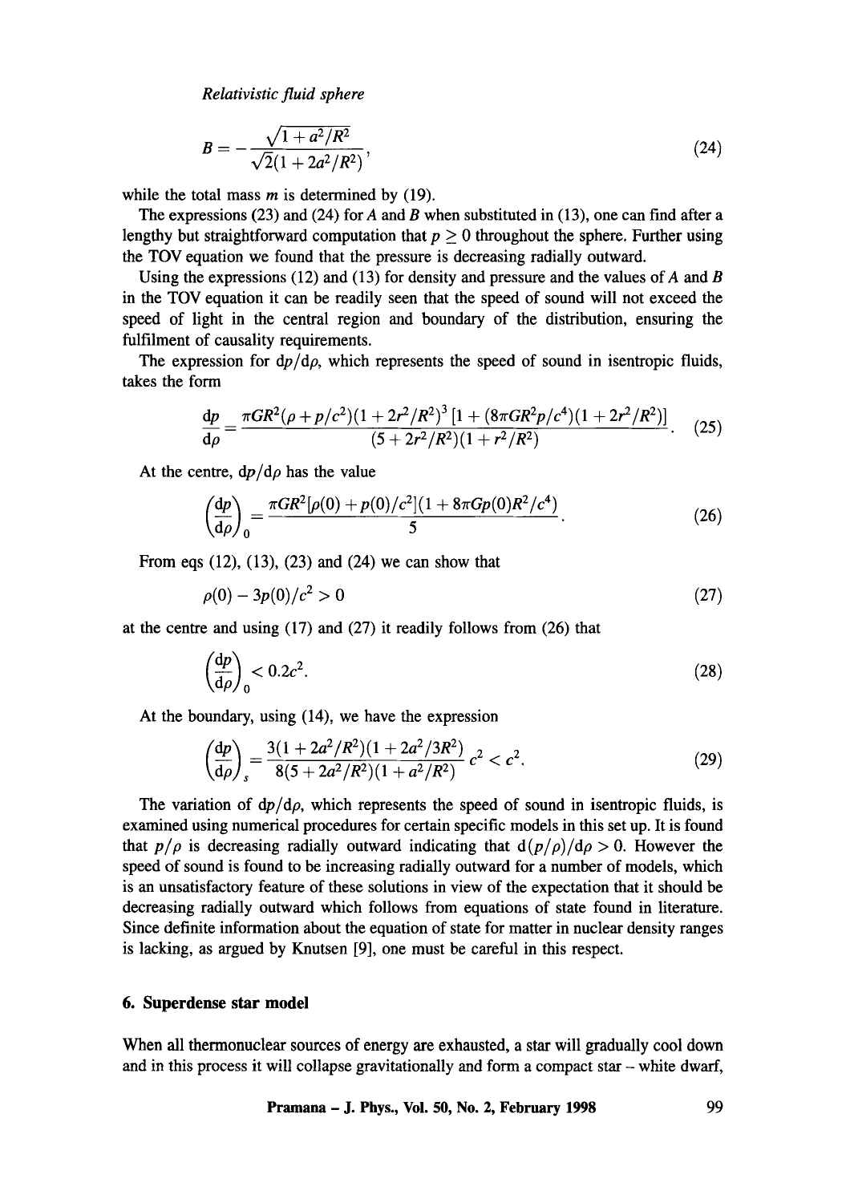$$B = -\frac{\sqrt{1 + a^2/R^2}}{\sqrt{2}(1 + 2a^2/R^2)}, \tag{24}$$

while the total mass $m$ is determined by (19).

The expressions (23) and (24) for $A$ and $B$ when substituted in (13), one can find after a lengthy but straightforward computation that $p \geq 0$ throughout the sphere. Further using the TOV equation we found that the pressure is decreasing radially outward.

Using the expressions (12) and (13) for density and pressure and the values of $A$ and $B$ in the TOV equation it can be readily seen that the speed of sound will not exceed the speed of light in the central region and boundary of the distribution, ensuring the fulfilment of causality requirements.

The expression for $\mathrm{d}p/\mathrm{d}\rho$, which represents the speed of sound in isentropic fluids, takes the form

$$\frac{\mathrm{d}p}{\mathrm{d}\rho} = \frac{\pi G R^2(\rho + p/c^2)(1 + 2r^2/R^2)^3\,[1 + (8\pi G R^2 p/c^4)(1 + 2r^2/R^2)]}{(5 + 2r^2/R^2)(1 + r^2/R^2)}. \tag{25}$$

At the centre, $\mathrm{d}p/\mathrm{d}\rho$ has the value

$$\left(\frac{\mathrm{d}p}{\mathrm{d}\rho}\right)_0 = \frac{\pi G R^2[\rho(0) + p(0)/c^2](1 + 8\pi G p(0) R^2/c^4)}{5}. \tag{26}$$

From eqs (12), (13), (23) and (24) we can show that

$$\rho(0) - 3p(0)/c^2 > 0 \tag{27}$$

at the centre and using (17) and (27) it readily follows from (26) that

$$\left(\frac{\mathrm{d}p}{\mathrm{d}\rho}\right)_0 < 0.2c^2. \tag{28}$$

At the boundary, using (14), we have the expression

$$\left(\frac{\mathrm{d}p}{\mathrm{d}\rho}\right)_s = \frac{3(1 + 2a^2/R^2)(1 + 2a^2/3R^2)}{8(5 + 2a^2/R^2)(1 + a^2/R^2)}c^2 < c^2. \tag{29}$$

The variation of $\mathrm{d}p/\mathrm{d}\rho$, which represents the speed of sound in isentropic fluids, is examined using numerical procedures for certain specific models in this set up. It is found that $p/\rho$ is decreasing radially outward indicating that $\mathrm{d}(p/\rho)/\mathrm{d}\rho > 0$. However the speed of sound is found to be increasing radially outward for a number of models, which is an unsatisfactory feature of these solutions in view of the expectation that it should be decreasing radially outward which follows from equations of state found in literature. Since definite information about the equation of state for matter in nuclear density ranges is lacking, as argued by Knutsen [9], one must be careful in this respect.

## 6. Superdense star model

When all thermonuclear sources of energy are exhausted, a star will gradually cool down and in this process it will collapse gravitationally and form a compact star – white dwarf,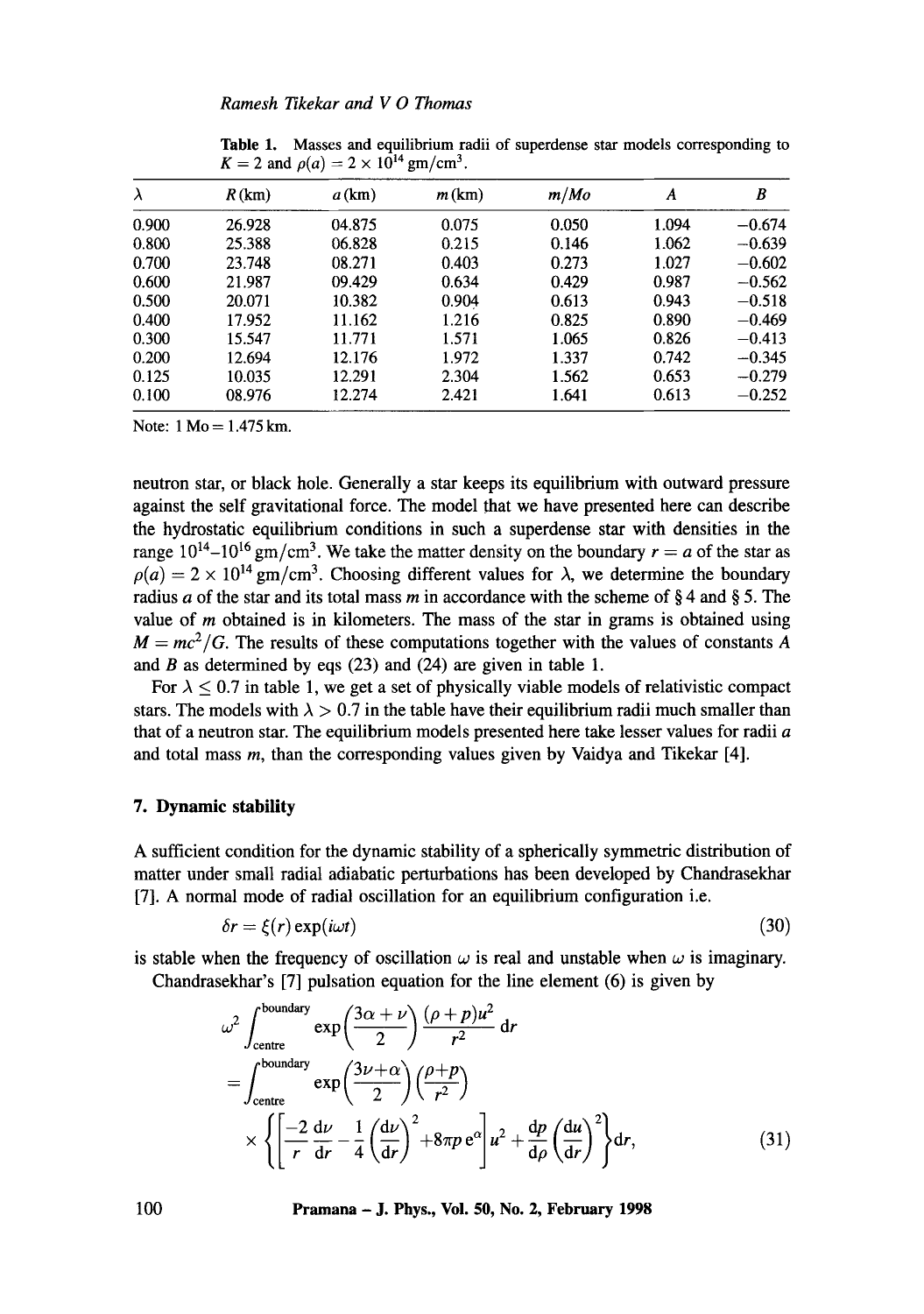**Table 1.** Masses and equilibrium radii of superdense star models corresponding to $K = 2$ and $\rho(a) = 2 \times 10^{14}$ gm/cm$^3$.

| $\lambda$ | $R$(km) | $a$(km) | $m$(km) | $m/Mo$ | $A$ | $B$ |
|---|---|---|---|---|---|---|
| 0.900 | 26.928 | 04.875 | 0.075 | 0.050 | 1.094 | −0.674 |
| 0.800 | 25.388 | 06.828 | 0.215 | 0.146 | 1.062 | −0.639 |
| 0.700 | 23.748 | 08.271 | 0.403 | 0.273 | 1.027 | −0.602 |
| 0.600 | 21.987 | 09.429 | 0.634 | 0.429 | 0.987 | −0.562 |
| 0.500 | 20.071 | 10.382 | 0.904 | 0.613 | 0.943 | −0.518 |
| 0.400 | 17.952 | 11.162 | 1.216 | 0.825 | 0.890 | −0.469 |
| 0.300 | 15.547 | 11.771 | 1.571 | 1.065 | 0.826 | −0.413 |
| 0.200 | 12.694 | 12.176 | 1.972 | 1.337 | 0.742 | −0.345 |
| 0.125 | 10.035 | 12.291 | 2.304 | 1.562 | 0.653 | −0.279 |
| 0.100 | 08.976 | 12.274 | 2.421 | 1.641 | 0.613 | −0.252 |

Note: 1 Mo = 1.475 km.

neutron star, or black hole. Generally a star keeps its equilibrium with outward pressure against the self gravitational force. The model that we have presented here can describe the hydrostatic equilibrium conditions in such a superdense star with densities in the range $10^{14}$–$10^{16}$ gm/cm$^3$. We take the matter density on the boundary $r = a$ of the star as $\rho(a) = 2 \times 10^{14}$ gm/cm$^3$. Choosing different values for $\lambda$, we determine the boundary radius $a$ of the star and its total mass $m$ in accordance with the scheme of § 4 and § 5. The value of $m$ obtained is in kilometers. The mass of the star in grams is obtained using $M = mc^2/G$. The results of these computations together with the values of constants $A$ and $B$ as determined by eqs (23) and (24) are given in table 1.

For $\lambda \leq 0.7$ in table 1, we get a set of physically viable models of relativistic compact stars. The models with $\lambda > 0.7$ in the table have their equilibrium radii much smaller than that of a neutron star. The equilibrium models presented here take lesser values for radii $a$ and total mass $m$, than the corresponding values given by Vaidya and Tikekar [4].

## 7. Dynamic stability

A sufficient condition for the dynamic stability of a spherically symmetric distribution of matter under small radial adiabatic perturbations has been developed by Chandrasekhar [7]. A normal mode of radial oscillation for an equilibrium configuration i.e.

$$\delta r = \xi(r) \exp(i\omega t) \tag{30}$$

is stable when the frequency of oscillation $\omega$ is real and unstable when $\omega$ is imaginary.

Chandrasekhar's [7] pulsation equation for the line element (6) is given by

$$\begin{aligned} &\omega^2 \int_{\text{centre}}^{\text{boundary}} \exp\left(\frac{3\alpha + \nu}{2}\right) \frac{(\rho + p)u^2}{r^2} \, \mathrm{d}r \\ &= \int_{\text{centre}}^{\text{boundary}} \exp\left(\frac{3\nu + \alpha}{2}\right) \left(\frac{\rho + p}{r^2}\right) \\ &\quad \times \left\{ \left[ \frac{-2}{r} \frac{\mathrm{d}\nu}{\mathrm{d}r} - \frac{1}{4} \left(\frac{\mathrm{d}\nu}{\mathrm{d}r}\right)^2 + 8\pi p \, \mathrm{e}^{\alpha} \right] u^2 + \frac{\mathrm{d}p}{\mathrm{d}\rho} \left(\frac{\mathrm{d}u}{\mathrm{d}r}\right)^2 \right\} \mathrm{d}r, \end{aligned} \tag{31}$$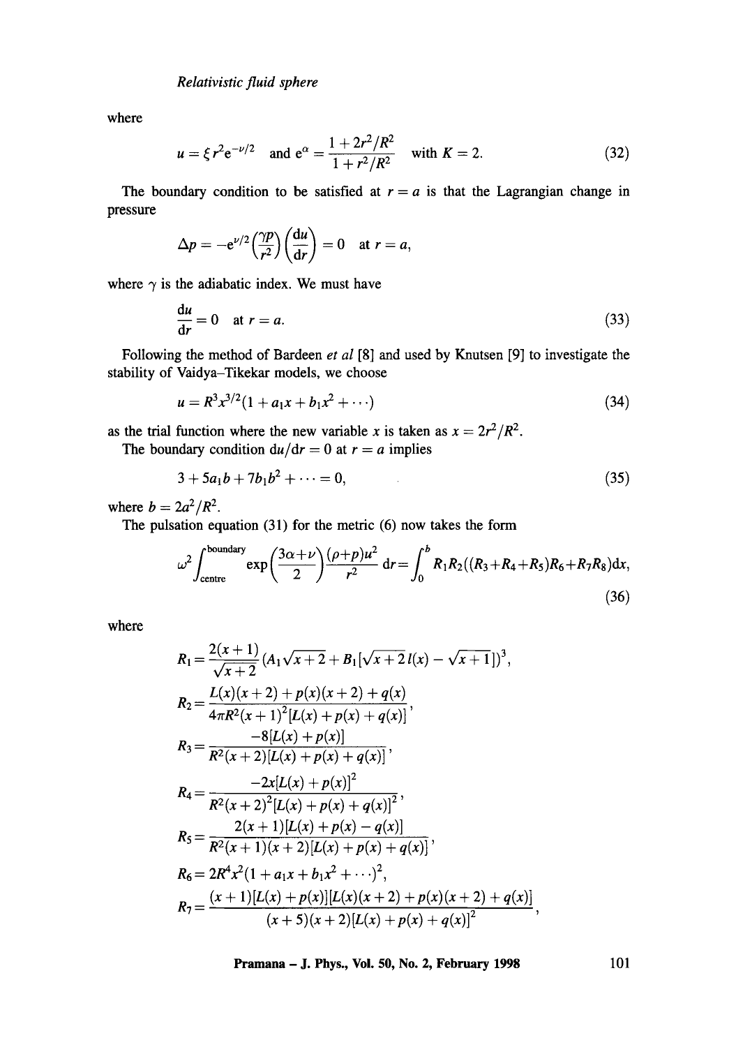where

$$u = \xi r^2 e^{-\nu/2} \quad \text{and } e^{\alpha} = \frac{1 + 2r^2/R^2}{1 + r^2/R^2} \quad \text{with } K = 2. \tag{32}$$

The boundary condition to be satisfied at $r = a$ is that the Lagrangian change in pressure

$$\Delta p = -e^{\nu/2}\left(\frac{\gamma p}{r^2}\right)\left(\frac{du}{dr}\right) = 0 \quad \text{at } r = a,$$

where $\gamma$ is the adiabatic index. We must have

$$\frac{du}{dr} = 0 \quad \text{at } r = a. \tag{33}$$

Following the method of Bardeen *et al* [8] and used by Knutsen [9] to investigate the stability of Vaidya–Tikekar models, we choose

$$u = R^3 x^{3/2}(1 + a_1 x + b_1 x^2 + \cdots) \tag{34}$$

as the trial function where the new variable $x$ is taken as $x = 2r^2/R^2$.

The boundary condition $du/dr = 0$ at $r = a$ implies

$$3 + 5a_1 b + 7b_1 b^2 + \cdots = 0, \tag{35}$$

where $b = 2a^2/R^2$.

The pulsation equation (31) for the metric (6) now takes the form

$$\omega^2 \int_{\text{centre}}^{\text{boundary}} \exp\left(\frac{3\alpha+\nu}{2}\right)\frac{(\rho+p)u^2}{r^2}\,dr = \int_0^b R_1 R_2((R_3+R_4+R_5)R_6+R_7R_8)dx, \tag{36}$$

where

$$R_1 = \frac{2(x+1)}{\sqrt{x+2}}(A_1\sqrt{x+2} + B_1[\sqrt{x+2}\,l(x) - \sqrt{x+1}])^3,$$

$$R_2 = \frac{L(x)(x+2) + p(x)(x+2) + q(x)}{4\pi R^2(x+1)^2[L(x)+p(x)+q(x)]},$$

$$R_3 = \frac{-8[L(x)+p(x)]}{R^2(x+2)[L(x)+p(x)+q(x)]},$$

$$R_4 = \frac{-2x[L(x)+p(x)]^2}{R^2(x+2)^2[L(x)+p(x)+q(x)]^2},$$

$$R_5 = \frac{2(x+1)[L(x)+p(x)-q(x)]}{R^2(x+1)(x+2)[L(x)+p(x)+q(x)]},$$

$$R_6 = 2R^4x^2(1 + a_1x + b_1x^2 + \cdots)^2,$$

$$R_7 = \frac{(x+1)[L(x)+p(x)][L(x)(x+2) + p(x)(x+2) + q(x)]}{(x+5)(x+2)[L(x)+p(x)+q(x)]^2},$$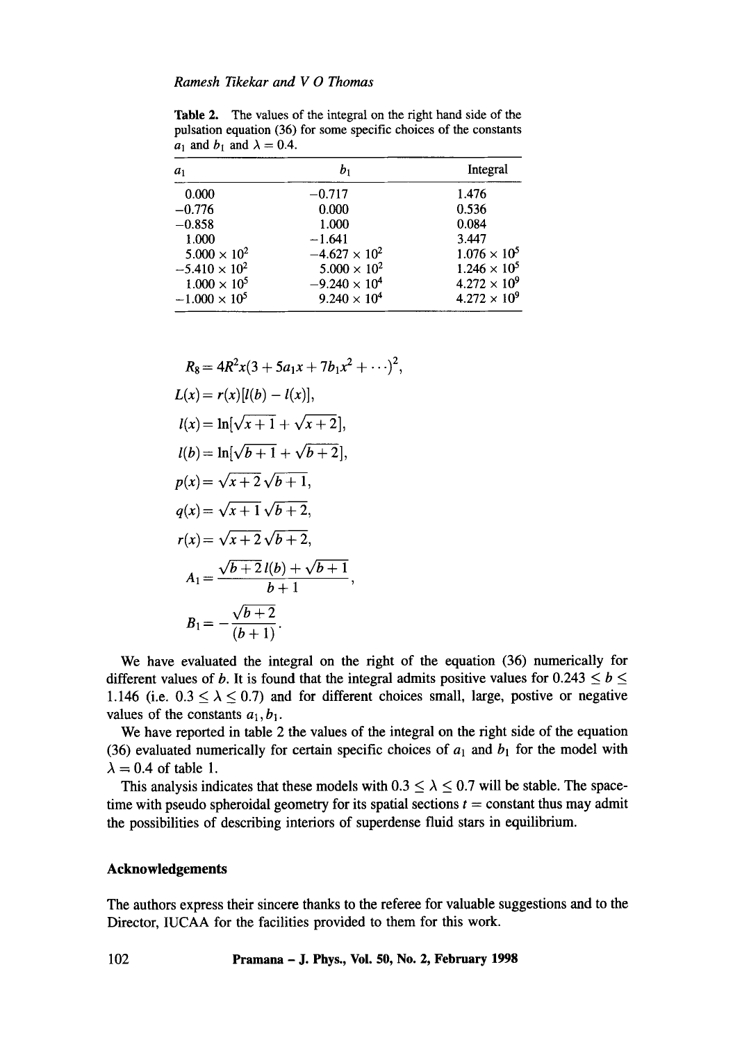**Table 2.** The values of the integral on the right hand side of the pulsation equation (36) for some specific choices of the constants $a_1$ and $b_1$ and $\lambda = 0.4$.

| $a_1$ | $b_1$ | Integral |
|---|---|---|
| 0.000 | −0.717 | 1.476 |
| −0.776 | 0.000 | 0.536 |
| −0.858 | 1.000 | 0.084 |
| 1.000 | −1.641 | 3.447 |
| $5.000 \times 10^2$ | $-4.627 \times 10^2$ | $1.076 \times 10^5$ |
| $-5.410 \times 10^2$ | $5.000 \times 10^2$ | $1.246 \times 10^5$ |
| $1.000 \times 10^5$ | $-9.240 \times 10^4$ | $4.272 \times 10^9$ |
| $-1.000 \times 10^5$ | $9.240 \times 10^4$ | $4.272 \times 10^9$ |

$$
\begin{aligned}
R_8 &= 4R^2 x(3 + 5a_1 x + 7b_1 x^2 + \cdots)^2, \\
L(x) &= r(x)[l(b) - l(x)], \\
l(x) &= \ln[\sqrt{x+1} + \sqrt{x+2}], \\
l(b) &= \ln[\sqrt{b+1} + \sqrt{b+2}], \\
p(x) &= \sqrt{x+2}\,\sqrt{b+1}, \\
q(x) &= \sqrt{x+1}\,\sqrt{b+2}, \\
r(x) &= \sqrt{x+2}\,\sqrt{b+2}, \\
A_1 &= \frac{\sqrt{b+2}\,l(b) + \sqrt{b+1}}{b+1}, \\
B_1 &= -\frac{\sqrt{b+2}}{(b+1)}.
\end{aligned}
$$

We have evaluated the integral on the right of the equation (36) numerically for different values of $b$. It is found that the integral admits positive values for $0.243 \leq b \leq 1.146$ (i.e. $0.3 \leq \lambda \leq 0.7$) and for different choices small, large, postive or negative values of the constants $a_1, b_1$.

We have reported in table 2 the values of the integral on the right side of the equation (36) evaluated numerically for certain specific choices of $a_1$ and $b_1$ for the model with $\lambda = 0.4$ of table 1.

This analysis indicates that these models with $0.3 \leq \lambda \leq 0.7$ will be stable. The space-time with pseudo spheroidal geometry for its spatial sections $t$ = constant thus may admit the possibilities of describing interiors of superdense fluid stars in equilibrium.

## Acknowledgements

The authors express their sincere thanks to the referee for valuable suggestions and to the Director, IUCAA for the facilities provided to them for this work.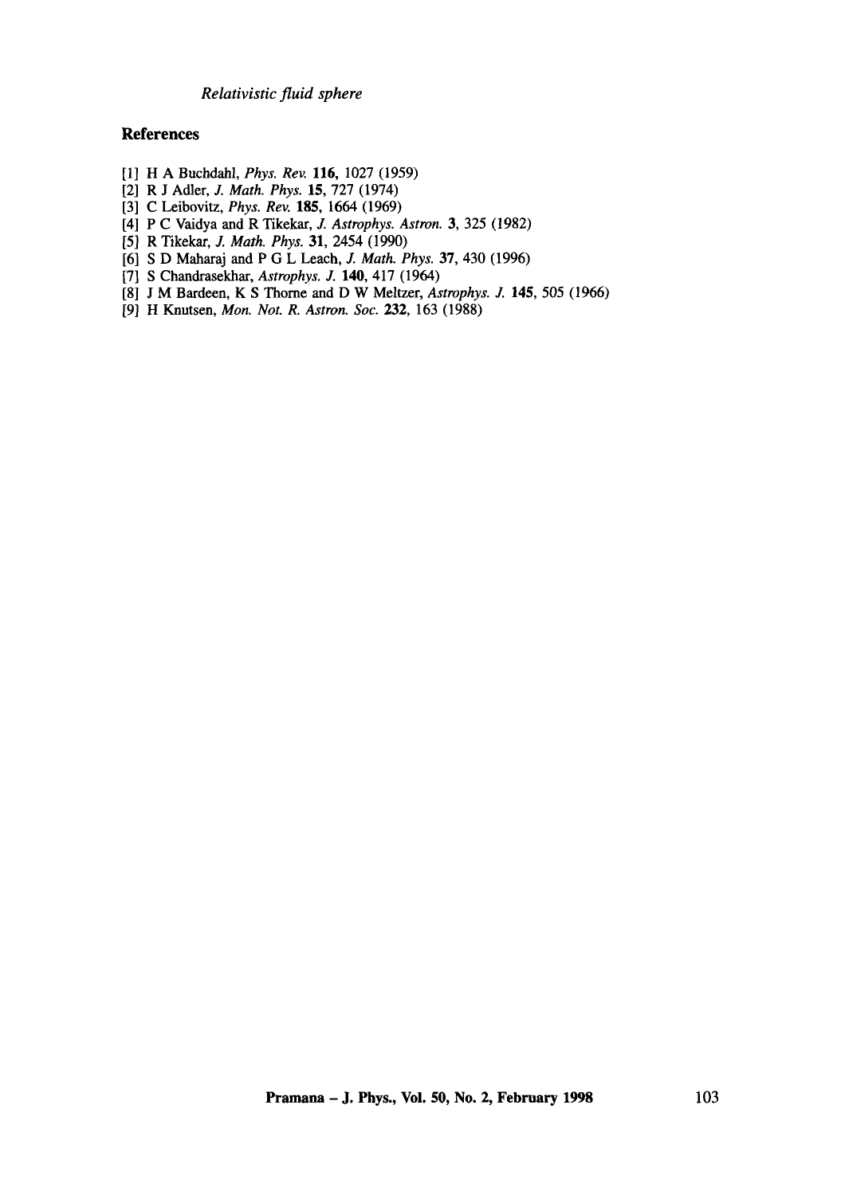## References

[1] H A Buchdahl, *Phys. Rev.* **116**, 1027 (1959)
[2] R J Adler, *J. Math. Phys.* **15**, 727 (1974)
[3] C Leibovitz, *Phys. Rev.* **185**, 1664 (1969)
[4] P C Vaidya and R Tikekar, *J. Astrophys. Astron.* **3**, 325 (1982)
[5] R Tikekar, *J. Math. Phys.* **31**, 2454 (1990)
[6] S D Maharaj and P G L Leach, *J. Math. Phys.* **37**, 430 (1996)
[7] S Chandrasekhar, *Astrophys. J.* **140**, 417 (1964)
[8] J M Bardeen, K S Thorne and D W Meltzer, *Astrophys. J.* **145**, 505 (1966)
[9] H Knutsen, *Mon. Not. R. Astron. Soc.* **232**, 163 (1988)